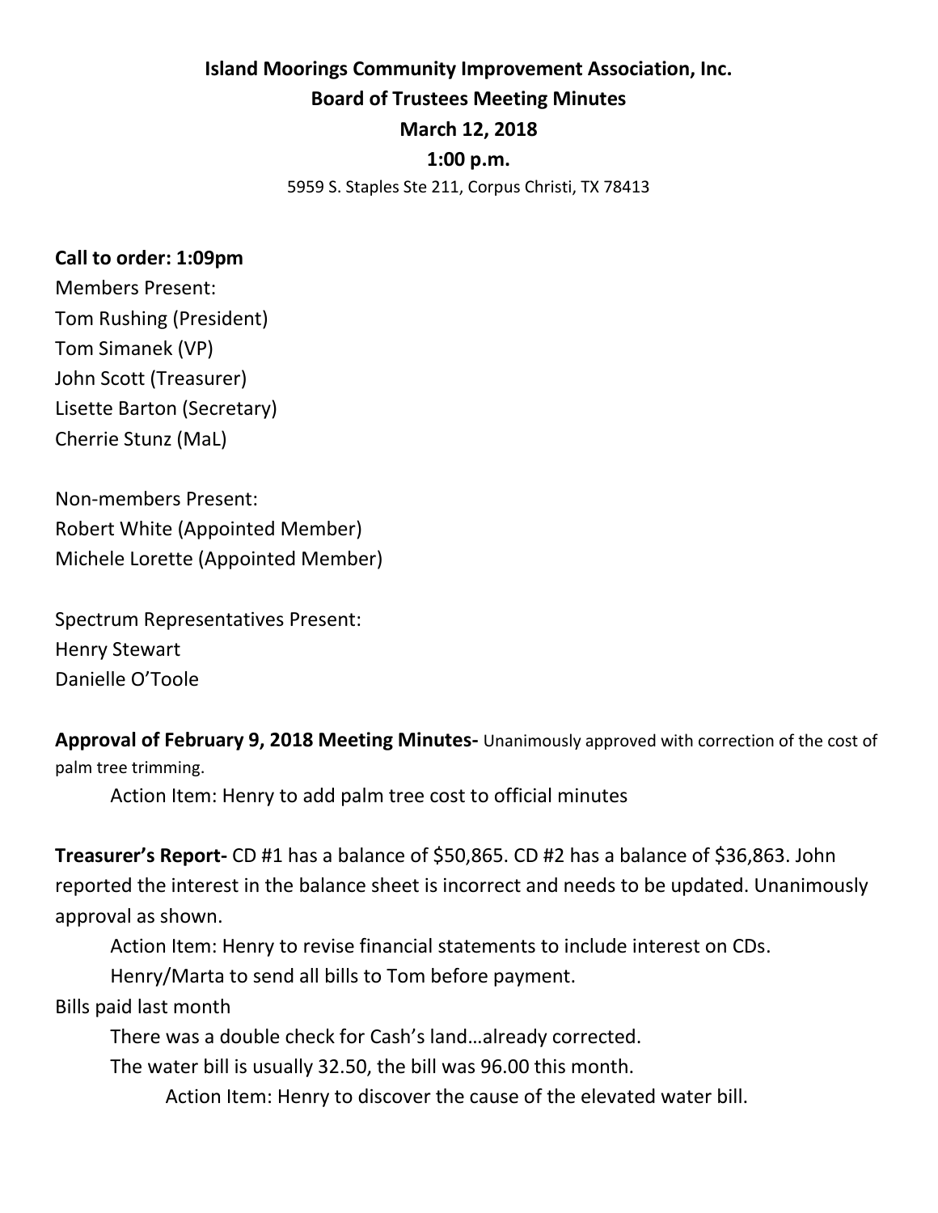# Island Moorings Community Improvement Association, Inc.
## Board of Trustees Meeting Minutes
### March 12, 2018
### 1:00 p.m.

5959 S. Staples Ste 211, Corpus Christi, TX 78413

**Call to order: 1:09pm**

Members Present:
Tom Rushing (President)
Tom Simanek (VP)
John Scott (Treasurer)
Lisette Barton (Secretary)
Cherrie Stunz (MaL)

Non-members Present:
Robert White (Appointed Member)
Michele Lorette (Appointed Member)

Spectrum Representatives Present:
Henry Stewart
Danielle O'Toole

**Approval of February 9, 2018 Meeting Minutes-** Unanimously approved with correction of the cost of palm tree trimming.

Action Item: Henry to add palm tree cost to official minutes

**Treasurer's Report-** CD #1 has a balance of $50,865. CD #2 has a balance of $36,863. John reported the interest in the balance sheet is incorrect and needs to be updated. Unanimously approval as shown.

Action Item: Henry to revise financial statements to include interest on CDs.
Henry/Marta to send all bills to Tom before payment.

Bills paid last month

There was a double check for Cash's land…already corrected.
The water bill is usually 32.50, the bill was 96.00 this month.

Action Item: Henry to discover the cause of the elevated water bill.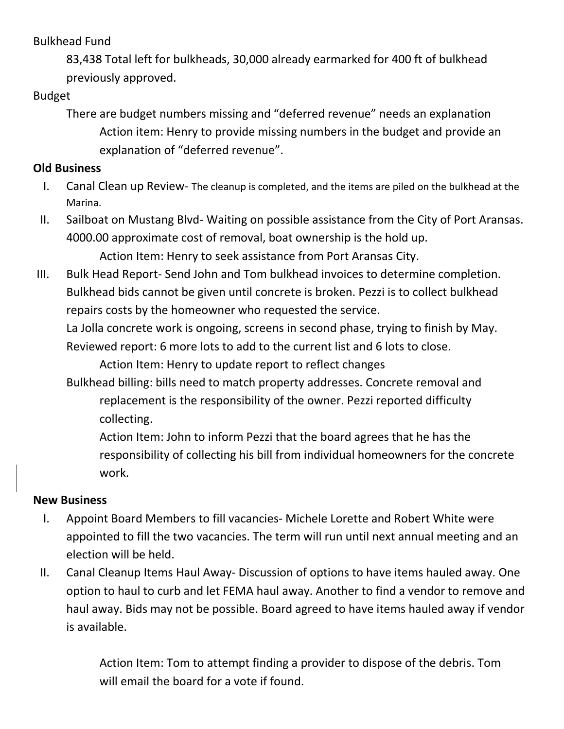Bulkhead Fund

83,438 Total left for bulkheads, 30,000 already earmarked for 400 ft of bulkhead previously approved.

Budget

There are budget numbers missing and "deferred revenue" needs an explanation

Action item: Henry to provide missing numbers in the budget and provide an explanation of "deferred revenue".

**Old Business**

I. Canal Clean up Review- The cleanup is completed, and the items are piled on the bulkhead at the Marina.

II. Sailboat on Mustang Blvd- Waiting on possible assistance from the City of Port Aransas. 4000.00 approximate cost of removal, boat ownership is the hold up.

   Action Item: Henry to seek assistance from Port Aransas City.

III. Bulk Head Report- Send John and Tom bulkhead invoices to determine completion. Bulkhead bids cannot be given until concrete is broken. Pezzi is to collect bulkhead repairs costs by the homeowner who requested the service.

   La Jolla concrete work is ongoing, screens in second phase, trying to finish by May.

   Reviewed report: 6 more lots to add to the current list and 6 lots to close.

   Action Item: Henry to update report to reflect changes

   Bulkhead billing: bills need to match property addresses. Concrete removal and replacement is the responsibility of the owner. Pezzi reported difficulty collecting.

   Action Item: John to inform Pezzi that the board agrees that he has the responsibility of collecting his bill from individual homeowners for the concrete work.

**New Business**

I. Appoint Board Members to fill vacancies- Michele Lorette and Robert White were appointed to fill the two vacancies. The term will run until next annual meeting and an election will be held.

II. Canal Cleanup Items Haul Away- Discussion of options to have items hauled away. One option to haul to curb and let FEMA haul away. Another to find a vendor to remove and haul away. Bids may not be possible. Board agreed to have items hauled away if vendor is available.

   Action Item: Tom to attempt finding a provider to dispose of the debris. Tom will email the board for a vote if found.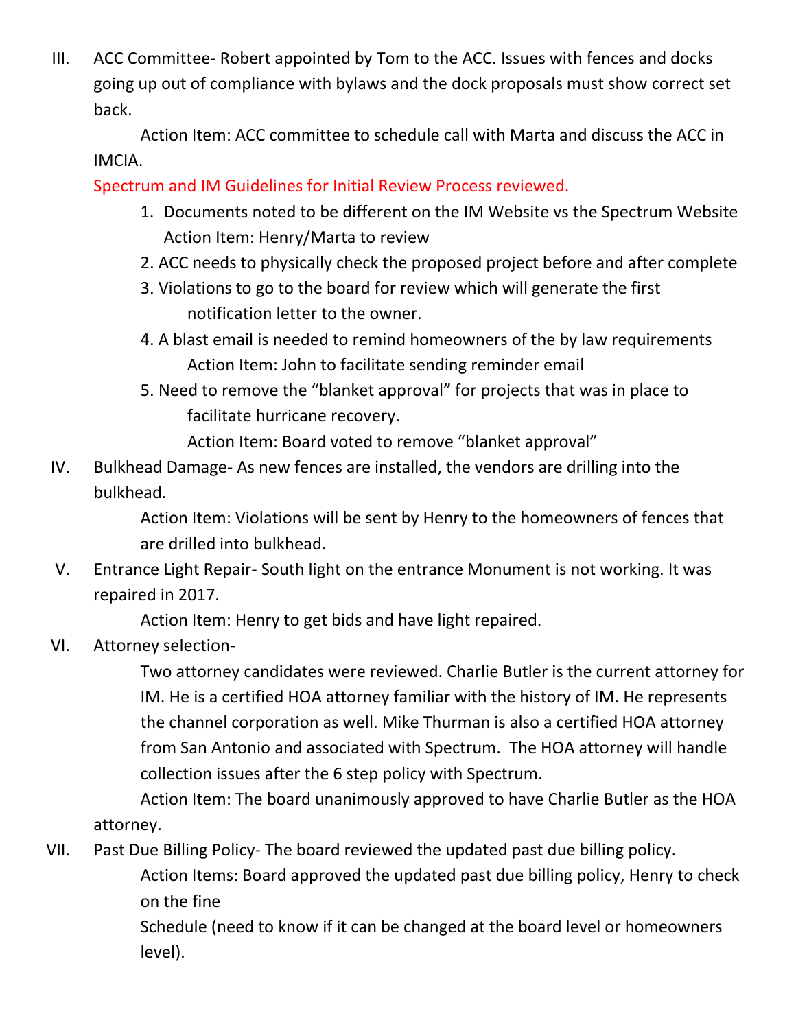III. ACC Committee- Robert appointed by Tom to the ACC. Issues with fences and docks going up out of compliance with bylaws and the dock proposals must show correct set back.

Action Item: ACC committee to schedule call with Marta and discuss the ACC in IMCIA.

Spectrum and IM Guidelines for Initial Review Process reviewed.

1. Documents noted to be different on the IM Website vs the Spectrum Website
   Action Item: Henry/Marta to review
2. ACC needs to physically check the proposed project before and after complete
3. Violations to go to the board for review which will generate the first notification letter to the owner.
4. A blast email is needed to remind homeowners of the by law requirements
   Action Item: John to facilitate sending reminder email
5. Need to remove the "blanket approval" for projects that was in place to facilitate hurricane recovery.
   Action Item: Board voted to remove "blanket approval"

IV. Bulkhead Damage- As new fences are installed, the vendors are drilling into the bulkhead.

Action Item: Violations will be sent by Henry to the homeowners of fences that are drilled into bulkhead.

V. Entrance Light Repair- South light on the entrance Monument is not working. It was repaired in 2017.

Action Item: Henry to get bids and have light repaired.

VI. Attorney selection-

Two attorney candidates were reviewed. Charlie Butler is the current attorney for IM. He is a certified HOA attorney familiar with the history of IM. He represents the channel corporation as well. Mike Thurman is also a certified HOA attorney from San Antonio and associated with Spectrum. The HOA attorney will handle collection issues after the 6 step policy with Spectrum.

Action Item: The board unanimously approved to have Charlie Butler as the HOA attorney.

VII. Past Due Billing Policy- The board reviewed the updated past due billing policy.

Action Items: Board approved the updated past due billing policy, Henry to check on the fine

Schedule (need to know if it can be changed at the board level or homeowners level).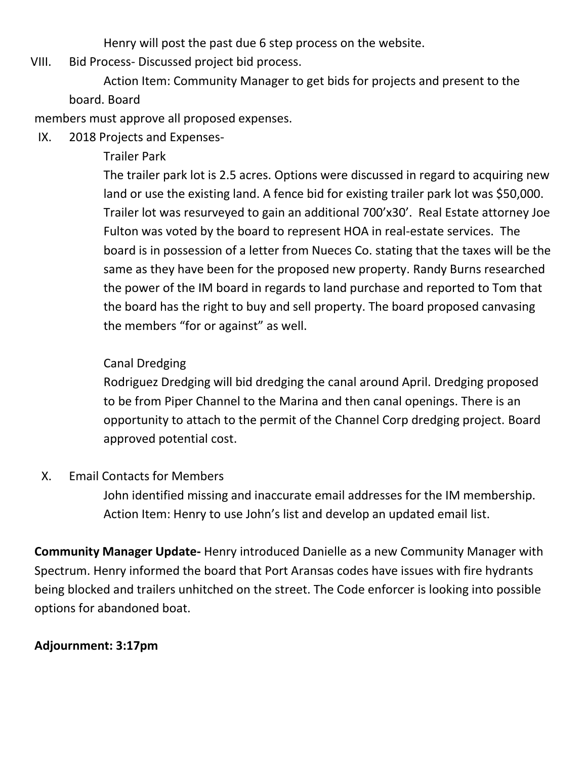Henry will post the past due 6 step process on the website.

VIII. Bid Process- Discussed project bid process.

Action Item: Community Manager to get bids for projects and present to the board. Board members must approve all proposed expenses.

IX. 2018 Projects and Expenses-

Trailer Park

The trailer park lot is 2.5 acres. Options were discussed in regard to acquiring new land or use the existing land. A fence bid for existing trailer park lot was $50,000. Trailer lot was resurveyed to gain an additional 700'x30'. Real Estate attorney Joe Fulton was voted by the board to represent HOA in real-estate services. The board is in possession of a letter from Nueces Co. stating that the taxes will be the same as they have been for the proposed new property. Randy Burns researched the power of the IM board in regards to land purchase and reported to Tom that the board has the right to buy and sell property. The board proposed canvasing the members "for or against" as well.

Canal Dredging

Rodriguez Dredging will bid dredging the canal around April. Dredging proposed to be from Piper Channel to the Marina and then canal openings. There is an opportunity to attach to the permit of the Channel Corp dredging project. Board approved potential cost.

X. Email Contacts for Members

John identified missing and inaccurate email addresses for the IM membership.
Action Item: Henry to use John's list and develop an updated email list.

**Community Manager Update-** Henry introduced Danielle as a new Community Manager with Spectrum. Henry informed the board that Port Aransas codes have issues with fire hydrants being blocked and trailers unhitched on the street. The Code enforcer is looking into possible options for abandoned boat.

**Adjournment: 3:17pm**